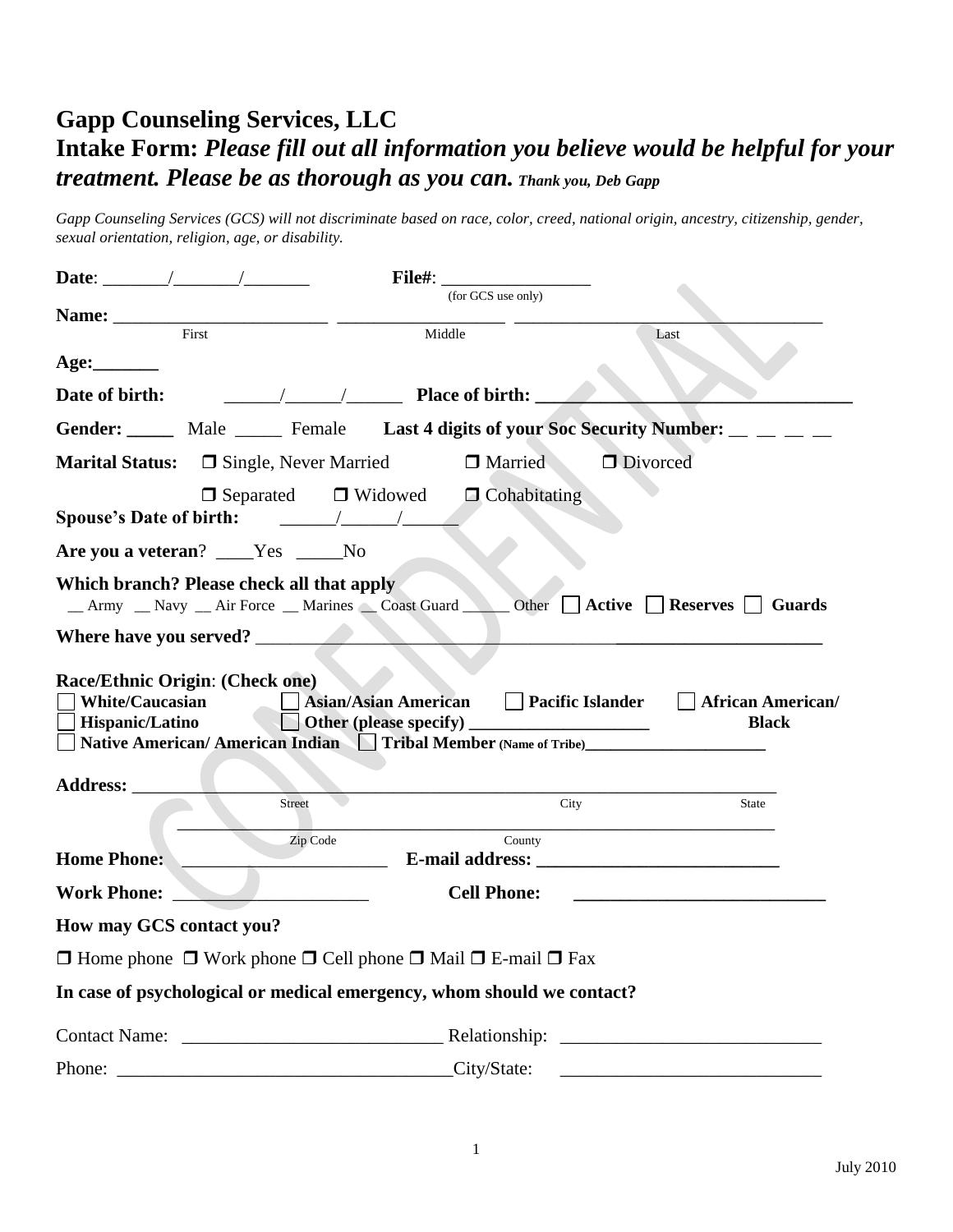# Gapp Counseling Services, LLC

## Intake Form: *Please fill out all information you believe would be helpful for your treatment. Please be as thorough as you can.* *Thank you, Deb Gapp*

*Gapp Counseling Services (GCS) will not discriminate based on race, color, creed, national origin, ancestry, citizenship, gender, sexual orientation, religion, age, or disability.*

**Date**: _______/_______/_______ **File#**: ________________ (for GCS use only)

**Name:** _______________________ _________________ __________________________________
First Middle Last

**Age:**_______

**Date of birth:** ______/______/______ **Place of birth:** ___________________________________

**Gender:** _____ Male _____ Female **Last 4 digits of your Soc Security Number:** __ __ __ __

**Marital Status:** ❒ Single, Never Married ❒ Married ❒ Divorced

❒ Separated ❒ Widowed ❒ Cohabitating

**Spouse's Date of birth:** ______/______/______

**Are you a veteran**? ____Yes _____No

**Which branch? Please check all that apply**
__ Army __ Navy __ Air Force __ Marines __ Coast Guard ______ Other ☐ **Active** ☐ **Reserves** ☐ **Guards**

**Where have you served?** ______________________________________________________________

**Race/Ethnic Origin**: **(Check one)**
☐ **White/Caucasian** ☐ **Asian/Asian American** ☐ **Pacific Islander** ☐ **African American/ Black**
☐ **Hispanic/Latino** ☐ **Other (please specify)** _____________________
☐ **Native American/ American Indian** ☐ **Tribal Member** (Name of Tribe)______________________

**Address:** _______________________________________________________________________
Street City State

_______________________________________________________________________
Zip Code County

**Home Phone:** _______________________ **E-mail address:** __________________________

**Work Phone:** _____________________ **Cell Phone:** ____________________________

**How may GCS contact you?**

❒ Home phone ❒ Work phone ❒ Cell phone ❒ Mail ❒ E-mail ❒ Fax

**In case of psychological or medical emergency, whom should we contact?**

Contact Name: ____________________________ Relationship: ____________________________

Phone: ____________________________________City/State: ____________________________

July 2010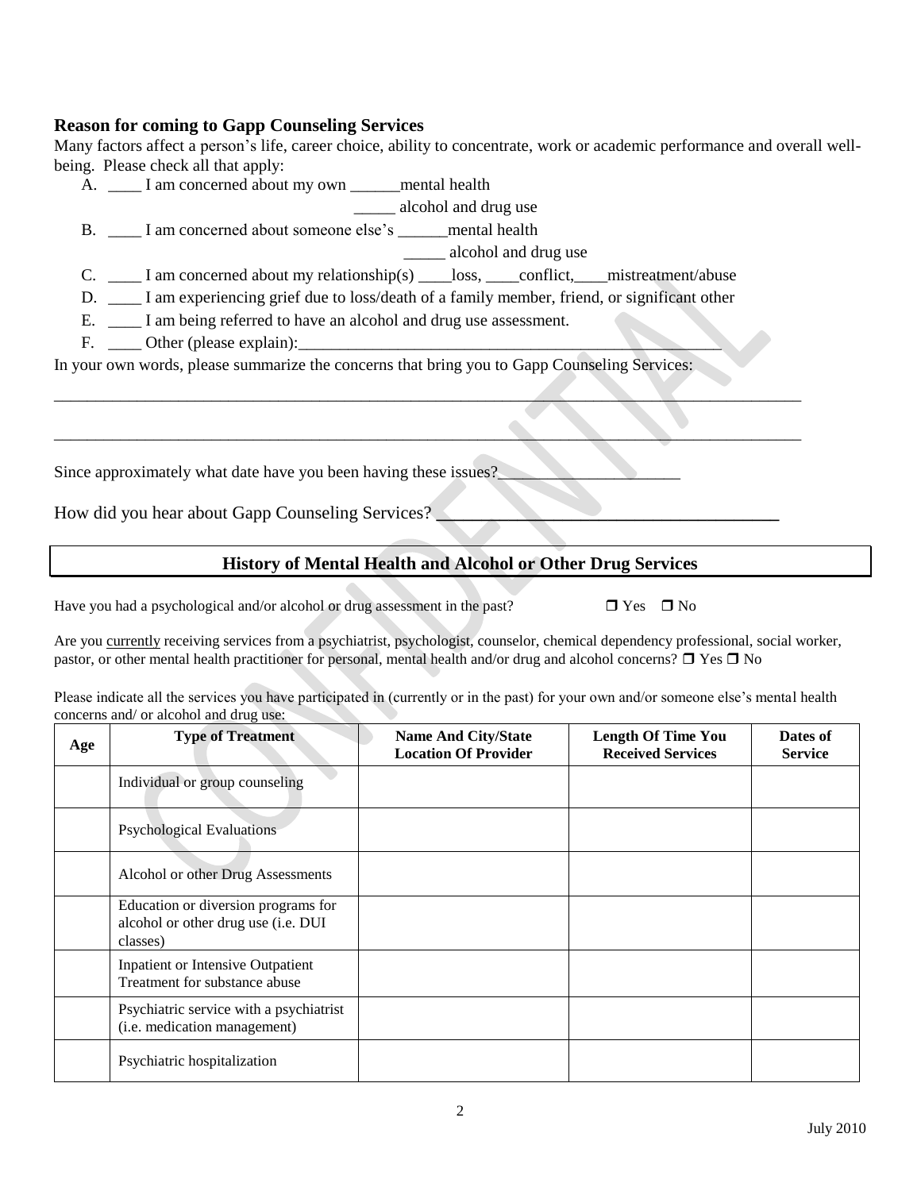### Reason for coming to Gapp Counseling Services

Many factors affect a person's life, career choice, ability to concentrate, work or academic performance and overall well-being. Please check all that apply:

A. ____ I am concerned about my own ______mental health
_____ alcohol and drug use

B. ____ I am concerned about someone else's ______mental health
_____ alcohol and drug use

C. ____ I am concerned about my relationship(s) ____loss, ____conflict,____mistreatment/abuse

D. ____ I am experiencing grief due to loss/death of a family member, friend, or significant other

E. ____ I am being referred to have an alcohol and drug use assessment.

F. ____ Other (please explain):___________________________________________________

In your own words, please summarize the concerns that bring you to Gapp Counseling Services:

_____________________________________________________________________________________

_____________________________________________________________________________________

Since approximately what date have you been having these issues?______________________

How did you hear about Gapp Counseling Services? ____________________________________

## History of Mental Health and Alcohol or Other Drug Services

Have you had a psychological and/or alcohol or drug assessment in the past? ❒ Yes ❒ No

Are you currently receiving services from a psychiatrist, psychologist, counselor, chemical dependency professional, social worker, pastor, or other mental health practitioner for personal, mental health and/or drug and alcohol concerns? ❒ Yes ❒ No

Please indicate all the services you have participated in (currently or in the past) for your own and/or someone else's mental health concerns and/ or alcohol and drug use:

| Age | Type of Treatment | Name And City/State Location Of Provider | Length Of Time You Received Services | Dates of Service |
|---|---|---|---|---|
| | Individual or group counseling | | | |
| | Psychological Evaluations | | | |
| | Alcohol or other Drug Assessments | | | |
| | Education or diversion programs for alcohol or other drug use (i.e. DUI classes) | | | |
| | Inpatient or Intensive Outpatient Treatment for substance abuse | | | |
| | Psychiatric service with a psychiatrist (i.e. medication management) | | | |
| | Psychiatric hospitalization | | | |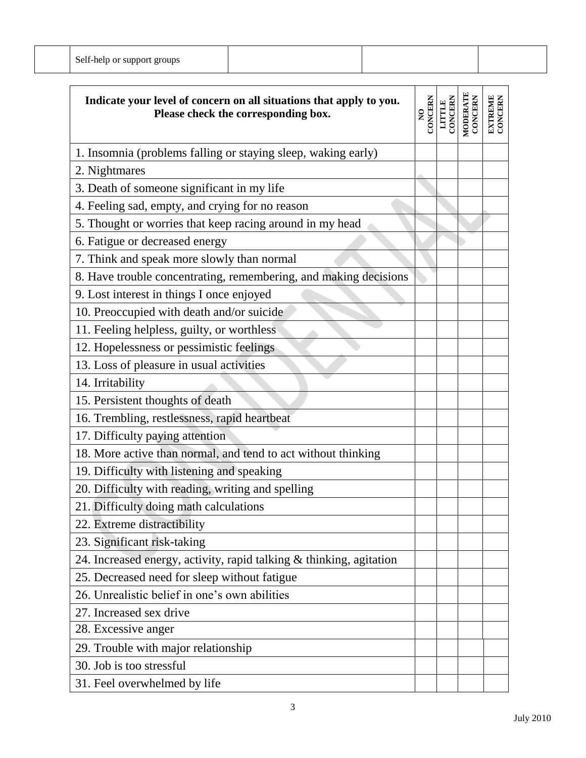| | Self-help or support groups | | | |
|---|---|---|---|---|

| Indicate your level of concern on all situations that apply to you. Please check the corresponding box. | NO CONCERN | LITTLE CONCERN | MODERATE CONCERN | EXTREME CONCERN |
|---|---|---|---|---|
| 1. Insomnia (problems falling or staying sleep, waking early) | | | | |
| 2. Nightmares | | | | |
| 3. Death of someone significant in my life | | | | |
| 4. Feeling sad, empty, and crying for no reason | | | | |
| 5. Thought or worries that keep racing around in my head | | | | |
| 6. Fatigue or decreased energy | | | | |
| 7. Think and speak more slowly than normal | | | | |
| 8. Have trouble concentrating, remembering, and making decisions | | | | |
| 9. Lost interest in things I once enjoyed | | | | |
| 10. Preoccupied with death and/or suicide | | | | |
| 11. Feeling helpless, guilty, or worthless | | | | |
| 12. Hopelessness or pessimistic feelings | | | | |
| 13. Loss of pleasure in usual activities | | | | |
| 14. Irritability | | | | |
| 15. Persistent thoughts of death | | | | |
| 16. Trembling, restlessness, rapid heartbeat | | | | |
| 17. Difficulty paying attention | | | | |
| 18. More active than normal, and tend to act without thinking | | | | |
| 19. Difficulty with listening and speaking | | | | |
| 20. Difficulty with reading, writing and spelling | | | | |
| 21. Difficulty doing math calculations | | | | |
| 22. Extreme distractibility | | | | |
| 23. Significant risk-taking | | | | |
| 24. Increased energy, activity, rapid talking & thinking, agitation | | | | |
| 25. Decreased need for sleep without fatigue | | | | |
| 26. Unrealistic belief in one's own abilities | | | | |
| 27. Increased sex drive | | | | |
| 28. Excessive anger | | | | |
| 29. Trouble with major relationship | | | | |
| 30. Job is too stressful | | | | |
| 31. Feel overwhelmed by life | | | | |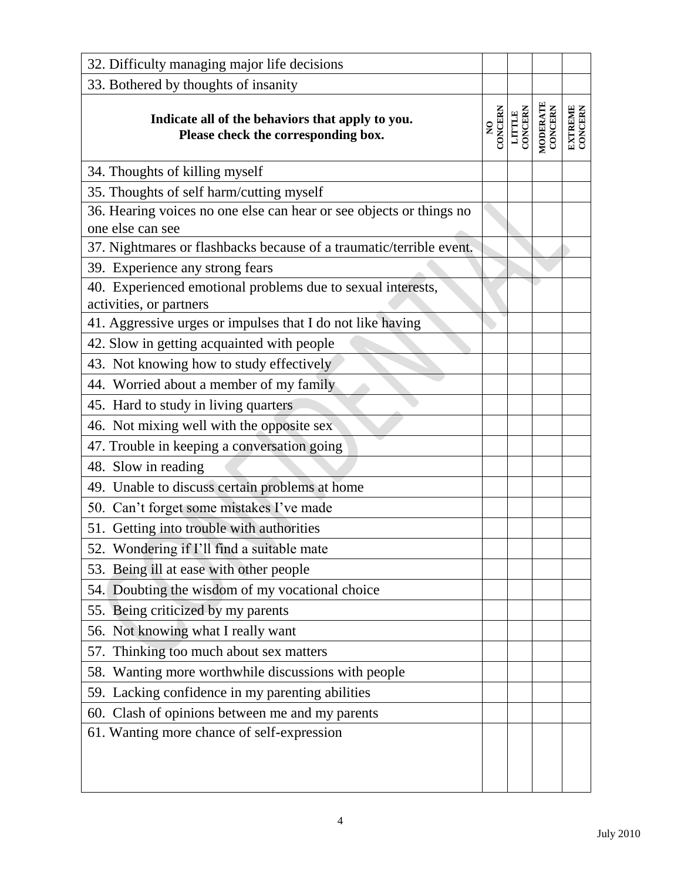| | | | | |
|---|---|---|---|---|
| 32. Difficulty managing major life decisions | | | | |
| 33. Bothered by thoughts of insanity | | | | |
| **Indicate all of the behaviors that apply to you. Please check the corresponding box.** | **NO CONCERN** | **LITTLE CONCERN** | **MODERATE CONCERN** | **EXTREME CONCERN** |
| 34. Thoughts of killing myself | | | | |
| 35. Thoughts of self harm/cutting myself | | | | |
| 36. Hearing voices no one else can hear or see objects or things no one else can see | | | | |
| 37. Nightmares or flashbacks because of a traumatic/terrible event. | | | | |
| 39. Experience any strong fears | | | | |
| 40. Experienced emotional problems due to sexual interests, activities, or partners | | | | |
| 41. Aggressive urges or impulses that I do not like having | | | | |
| 42. Slow in getting acquainted with people | | | | |
| 43. Not knowing how to study effectively | | | | |
| 44. Worried about a member of my family | | | | |
| 45. Hard to study in living quarters | | | | |
| 46. Not mixing well with the opposite sex | | | | |
| 47. Trouble in keeping a conversation going | | | | |
| 48. Slow in reading | | | | |
| 49. Unable to discuss certain problems at home | | | | |
| 50. Can't forget some mistakes I've made | | | | |
| 51. Getting into trouble with authorities | | | | |
| 52. Wondering if I'll find a suitable mate | | | | |
| 53. Being ill at ease with other people | | | | |
| 54. Doubting the wisdom of my vocational choice | | | | |
| 55. Being criticized by my parents | | | | |
| 56. Not knowing what I really want | | | | |
| 57. Thinking too much about sex matters | | | | |
| 58. Wanting more worthwhile discussions with people | | | | |
| 59. Lacking confidence in my parenting abilities | | | | |
| 60. Clash of opinions between me and my parents | | | | |
| 61. Wanting more chance of self-expression | | | | |

CONFIDENTIAL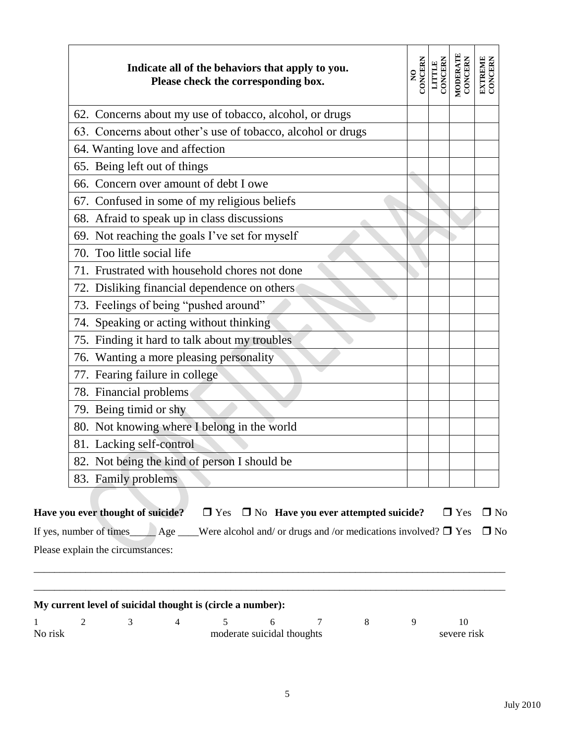| Indicate all of the behaviors that apply to you. Please check the corresponding box. | NO CONCERN | LITTLE CONCERN | MODERATE CONCERN | EXTREME CONCERN |
|---|---|---|---|---|
| 62. Concerns about my use of tobacco, alcohol, or drugs | | | | |
| 63. Concerns about other's use of tobacco, alcohol or drugs | | | | |
| 64. Wanting love and affection | | | | |
| 65. Being left out of things | | | | |
| 66. Concern over amount of debt I owe | | | | |
| 67. Confused in some of my religious beliefs | | | | |
| 68. Afraid to speak up in class discussions | | | | |
| 69. Not reaching the goals I've set for myself | | | | |
| 70. Too little social life | | | | |
| 71. Frustrated with household chores not done | | | | |
| 72. Disliking financial dependence on others | | | | |
| 73. Feelings of being "pushed around" | | | | |
| 74. Speaking or acting without thinking | | | | |
| 75. Finding it hard to talk about my troubles | | | | |
| 76. Wanting a more pleasing personality | | | | |
| 77. Fearing failure in college | | | | |
| 78. Financial problems | | | | |
| 79. Being timid or shy | | | | |
| 80. Not knowing where I belong in the world | | | | |
| 81. Lacking self-control | | | | |
| 82. Not being the kind of person I should be | | | | |
| 83. Family problems | | | | |

**Have you ever thought of suicide?** ❒ Yes ❒ No **Have you ever attempted suicide?** ❒ Yes ❒ No

If yes, number of times_____ Age ____Were alcohol and/ or drugs and /or medications involved? ❒ Yes ❒ No

Please explain the circumstances:

_______________________________________________________________________________________

_______________________________________________________________________________________

**My current level of suicidal thought is (circle a number):**

| 1 | 2 | 3 | 4 | 5 | 6 | 7 | 8 | 9 | 10 |
|---|---|---|---|---|---|---|---|---|---|
| No risk | | | | moderate suicidal thoughts | | | | | severe risk |

July 2010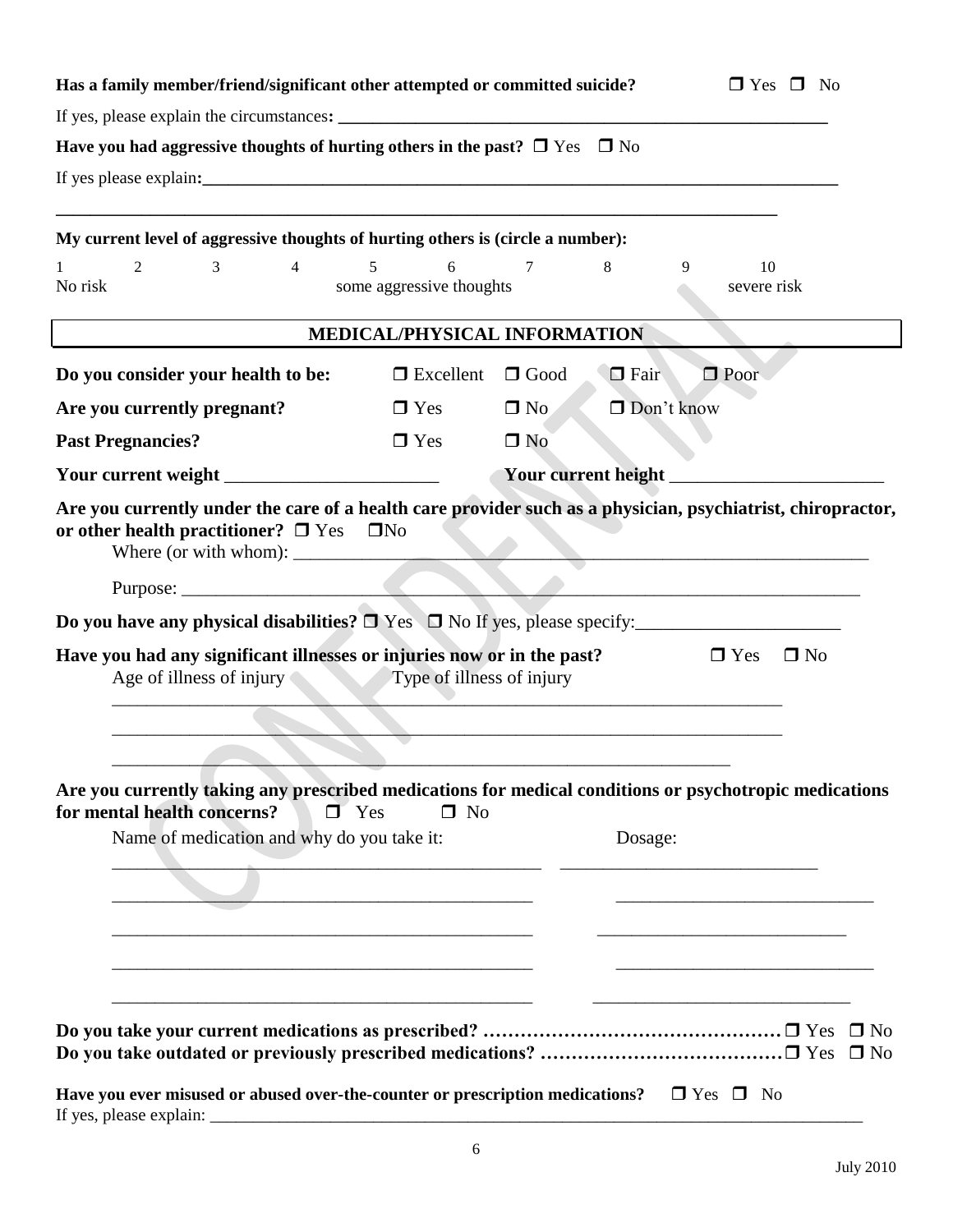**Has a family member/friend/significant other attempted or committed suicide?** ❒ Yes ❒ No

If yes, please explain the circumstances**:** ______________________________________________________________

**Have you had aggressive thoughts of hurting others in the past?** ❒ Yes ❒ No

If yes please explain**:**______________________________________________________________________________

______________________________________________________________________________________

**My current level of aggressive thoughts of hurting others is (circle a number):**

| 1 | 2 | 3 | 4 | 5 | 6 | 7 | 8 | 9 | 10 |
|---|---|---|---|---|---|---|---|---|---|
| No risk | | | | some aggressive thoughts | | | | | severe risk |

## MEDICAL/PHYSICAL INFORMATION

**Do you consider your health to be:** ❒ Excellent ❒ Good ❒ Fair ❒ Poor

**Are you currently pregnant?** ❒ Yes ❒ No ❒ Don't know

**Past Pregnancies?** ❒ Yes ❒ No

**Your current weight** _______________________ **Your current height** _______________________

**Are you currently under the care of a health care provider such as a physician, psychiatrist, chiropractor, or other health practitioner?** ❒ Yes ❒No

Where (or with whom): _____________________________________________________________________

Purpose: _________________________________________________________________________________

**Do you have any physical disabilities?** ❒ Yes ❒ No If yes, please specify:_______________________

**Have you had any significant illnesses or injuries now or in the past?** ❒ Yes ❒ No

Age of illness of injury Type of illness of injury

___________________________________________________________________________

___________________________________________________________________________

___________________________________________________________________________

**Are you currently taking any prescribed medications for medical conditions or psychotropic medications for mental health concerns?** ❒ Yes ❒ No

Name of medication and why do you take it: Dosage:

_______________________________________________ ____________________________

_______________________________________________ ____________________________

_______________________________________________ ____________________________

_______________________________________________ ____________________________

_______________________________________________ ____________________________

**Do you take your current medications as prescribed? …………………………………………** ❒ Yes ❒ No

**Do you take outdated or previously prescribed medications? …………………………………** ❒ Yes ❒ No

**Have you ever misused or abused over-the-counter or prescription medications?** ❒ Yes ❒ No

If yes, please explain: _______________________________________________________________________________

July 2010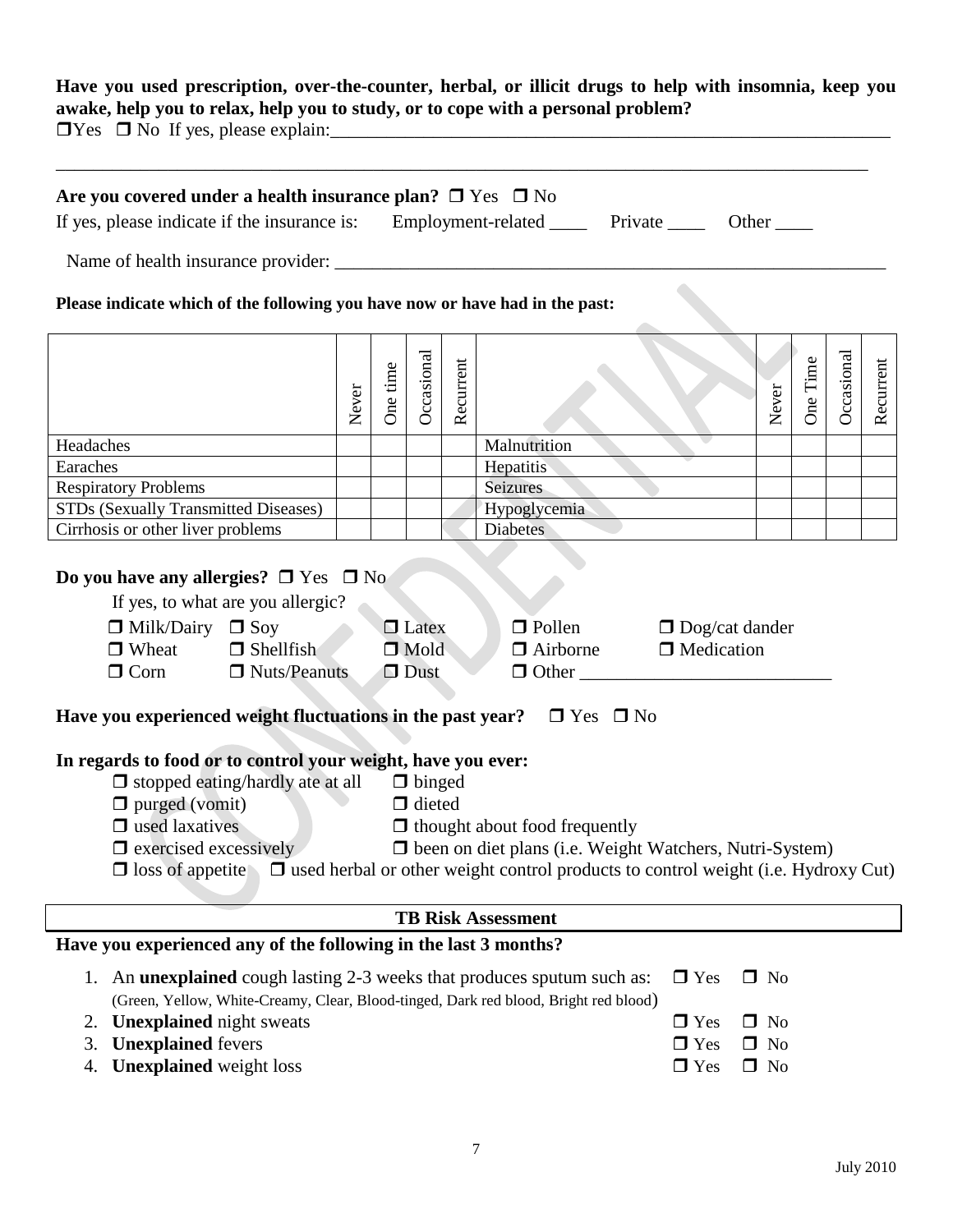**Have you used prescription, over-the-counter, herbal, or illicit drugs to help with insomnia, keep you awake, help you to relax, help you to study, or to cope with a personal problem?**

❒Yes ❒ No If yes, please explain:\_\_\_\_\_\_\_\_\_\_\_\_\_\_\_\_\_\_\_\_\_\_\_\_\_\_\_\_\_\_\_\_\_\_\_\_\_\_\_\_\_\_\_\_\_\_\_\_\_\_\_\_\_\_\_\_\_\_\_\_\_

\_\_\_\_\_\_\_\_\_\_\_\_\_\_\_\_\_\_\_\_\_\_\_\_\_\_\_\_\_\_\_\_\_\_\_\_\_\_\_\_\_\_\_\_\_\_\_\_\_\_\_\_\_\_\_\_\_\_\_\_\_\_\_\_\_\_\_\_\_\_\_\_\_\_\_\_\_\_\_\_\_\_\_\_\_\_\_\_

**Are you covered under a health insurance plan?** ❒ Yes ❒ No

If yes, please indicate if the insurance is: Employment-related \_\_\_\_ Private \_\_\_\_ Other \_\_\_\_

Name of health insurance provider: \_\_\_\_\_\_\_\_\_\_\_\_\_\_\_\_\_\_\_\_\_\_\_\_\_\_\_\_\_\_\_\_\_\_\_\_\_\_\_\_\_\_\_\_\_\_\_\_\_\_\_\_\_\_\_\_\_\_\_\_

**Please indicate which of the following you have now or have had in the past:**

| | Never | One time | Occasional | Recurrent | | Never | One Time | Occasional | Recurrent |
|---|---|---|---|---|---|---|---|---|---|
| Headaches | | | | | Malnutrition | | | | |
| Earaches | | | | | Hepatitis | | | | |
| Respiratory Problems | | | | | Seizures | | | | |
| STDs (Sexually Transmitted Diseases) | | | | | Hypoglycemia | | | | |
| Cirrhosis or other liver problems | | | | | Diabetes | | | | |

**Do you have any allergies?** ❒ Yes ❒ No

If yes, to what are you allergic?

❒ Milk/Dairy ❒ Soy ❒ Latex ❒ Pollen ❒ Dog/cat dander
❒ Wheat ❒ Shellfish ❒ Mold ❒ Airborne ❒ Medication
❒ Corn ❒ Nuts/Peanuts ❒ Dust ❒ Other \_\_\_\_\_\_\_\_\_\_\_\_\_\_\_\_\_\_\_\_\_\_\_\_\_\_\_

**Have you experienced weight fluctuations in the past year?** ❒ Yes ❒ No

**In regards to food or to control your weight, have you ever:**

❒ stopped eating/hardly ate at all ❒ binged
❒ purged (vomit) ❒ dieted
❒ used laxatives ❒ thought about food frequently
❒ exercised excessively ❒ been on diet plans (i.e. Weight Watchers, Nutri-System)
❒ loss of appetite ❒ used herbal or other weight control products to control weight (i.e. Hydroxy Cut)

## TB Risk Assessment

**Have you experienced any of the following in the last 3 months?**

1. An **unexplained** cough lasting 2-3 weeks that produces sputum such as: ❒ Yes ❒ No
   (Green, Yellow, White-Creamy, Clear, Blood-tinged, Dark red blood, Bright red blood)
2. **Unexplained** night sweats ❒ Yes ❒ No
3. **Unexplained** fevers ❒ Yes ❒ No
4. **Unexplained** weight loss ❒ Yes ❒ No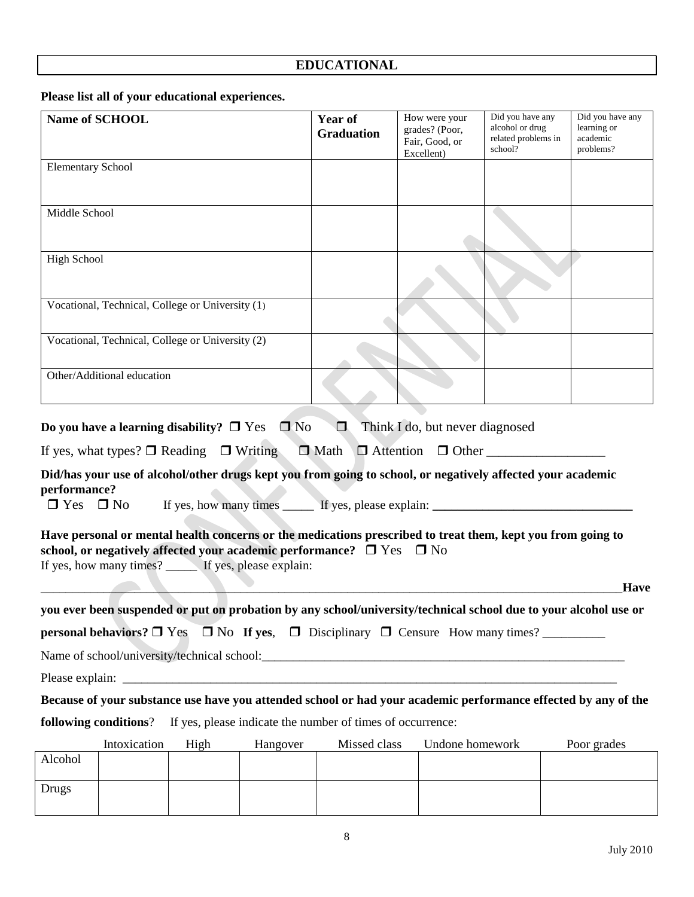## EDUCATIONAL

**Please list all of your educational experiences.**

| **Name of SCHOOL** | **Year of Graduation** | How were your grades? (Poor, Fair, Good, or Excellent) | Did you have any alcohol or drug related problems in school? | Did you have any learning or academic problems? |
|---|---|---|---|---|
| Elementary School | | | | |
| Middle School | | | | |
| High School | | | | |
| Vocational, Technical, College or University (1) | | | | |
| Vocational, Technical, College or University (2) | | | | |
| Other/Additional education | | | | |

**Do you have a learning disability?** ❒ Yes ❒ No ❒ Think I do, but never diagnosed

If yes, what types? ❒ Reading ❒ Writing ❒ Math ❒ Attention ❒ Other __________________

**Did/has your use of alcohol/other drugs kept you from going to school, or negatively affected your academic performance?**
❒ Yes ❒ No If yes, how many times _____ If yes, please explain: ________________________________

**Have personal or mental health concerns or the medications prescribed to treat them, kept you from going to school, or negatively affected your academic performance?** ❒ Yes ❒ No
If yes, how many times? _____ If yes, please explain:
______________________________________________________________________________________________

**Have you ever been suspended or put on probation by any school/university/technical school due to your alcohol use or personal behaviors?** ❒ Yes ❒ No **If yes**, ❒ Disciplinary ❒ Censure How many times? __________

Name of school/university/technical school:____________________________________________________________

Please explain: _________________________________________________________________________________

**Because of your substance use have you attended school or had your academic performance effected by any of the following conditions**? If yes, please indicate the number of times of occurrence:

| | Intoxication | High | Hangover | Missed class | Undone homework | Poor grades |
|---|---|---|---|---|---|---|
| Alcohol | | | | | | |
| Drugs | | | | | | |

July 2010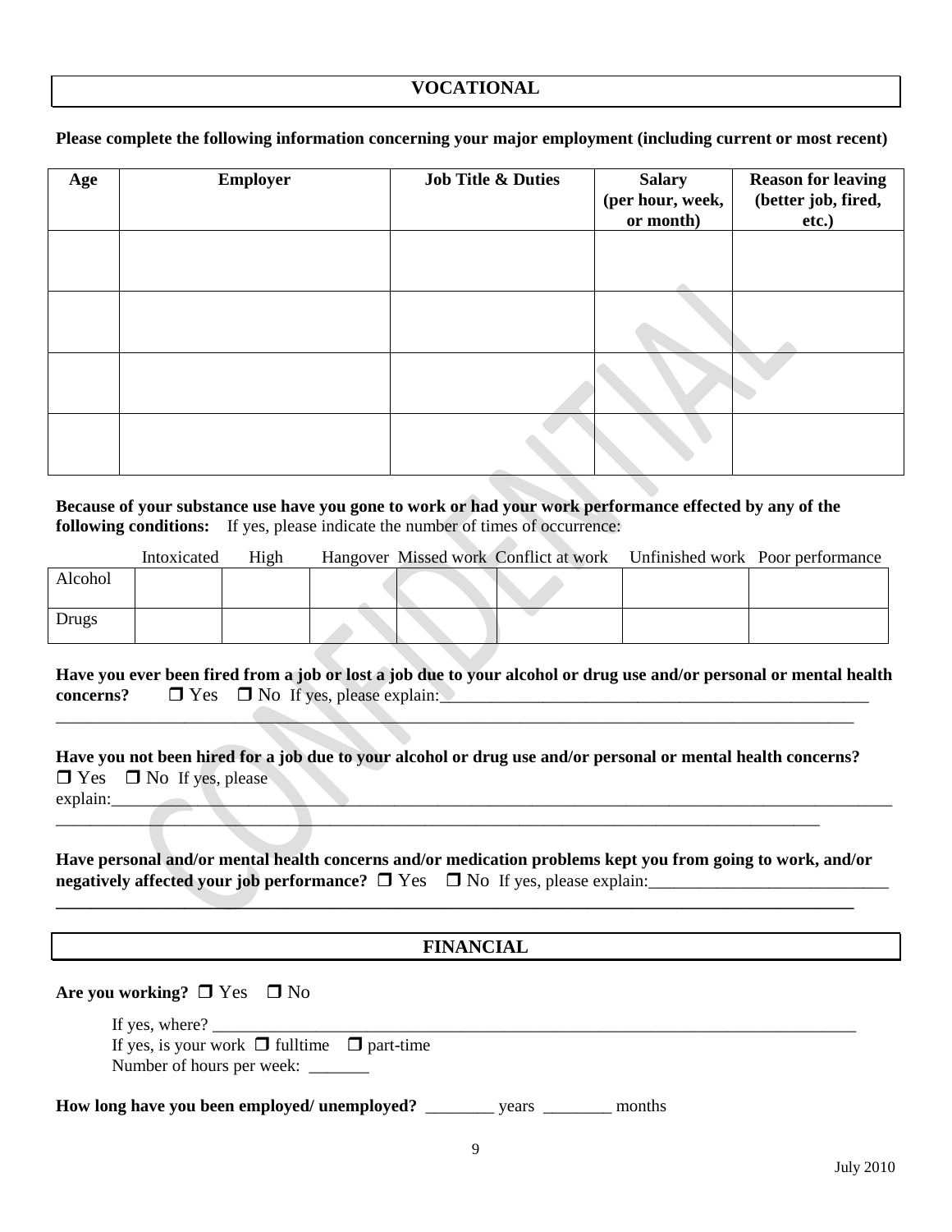## VOCATIONAL

**Please complete the following information concerning your major employment (including current or most recent)**

| Age | Employer | Job Title & Duties | Salary (per hour, week, or month) | Reason for leaving (better job, fired, etc.) |
|---|---|---|---|---|
| | | | | |
| | | | | |
| | | | | |
| | | | | |

**Because of your substance use have you gone to work or had your work performance effected by any of the following conditions:** If yes, please indicate the number of times of occurrence:

| | Intoxicated | High | Hangover | Missed work | Conflict at work | Unfinished work | Poor performance |
|---|---|---|---|---|---|---|---|
| Alcohol | | | | | | | |
| Drugs | | | | | | | |

**Have you ever been fired from a job or lost a job due to your alcohol or drug use and/or personal or mental health concerns?** ❒ Yes ❒ No If yes, please explain:___________________________________________________
_____________________________________________________________________________________________

**Have you not been hired for a job due to your alcohol or drug use and/or personal or mental health concerns?** ❒ Yes ❒ No If yes, please explain:_____________________________________________________________________________________________
_____________________________________________________________________________________________

**Have personal and/or mental health concerns and/or medication problems kept you from going to work, and/or negatively affected your job performance?** ❒ Yes ❒ No If yes, please explain:____________________________
_____________________________________________________________________________________________

## FINANCIAL

**Are you working?** ❒ Yes ❒ No

If yes, where? ___________________________________________________________________________
If yes, is your work ❒ fulltime ❒ part-time
Number of hours per week: _______

**How long have you been employed/ unemployed?** ________ years ________ months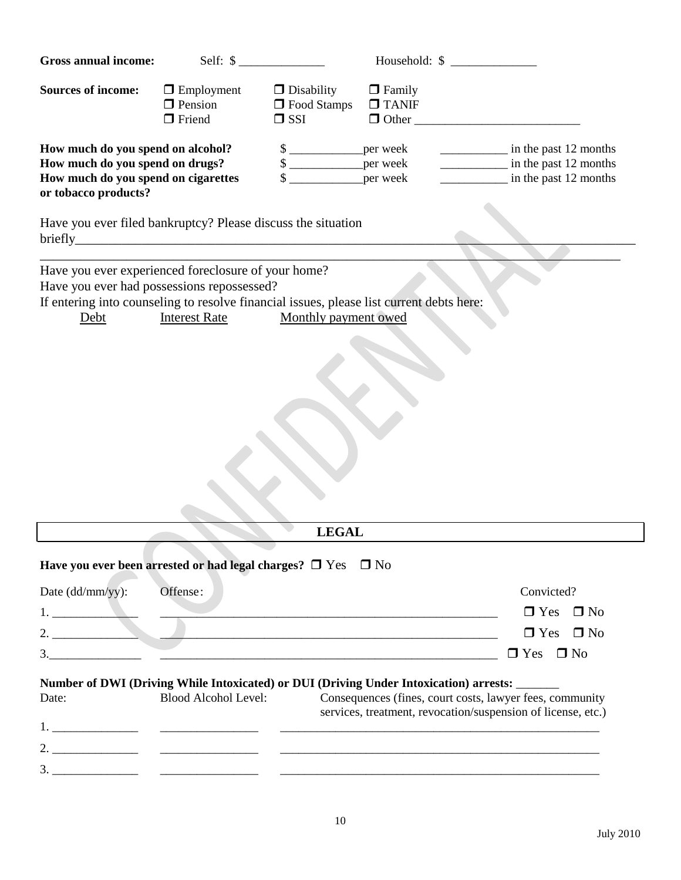**Gross annual income:** Self: $ ______________ Household: $ ______________

**Sources of income:** ❒ Employment ❒ Disability ❒ Family ❒ Pension ❒ Food Stamps ❒ TANIF ❒ Friend ❒ SSI ❒ Other ___________________________

**How much do you spend on alcohol?** $ ____________per week ___________ in the past 12 months
**How much do you spend on drugs?** $ ____________per week ___________ in the past 12 months
**How much do you spend on cigarettes or tobacco products?** $ ____________per week ___________ in the past 12 months

Have you ever filed bankruptcy? Please discuss the situation briefly_____________________________________________________________________________________
_____________________________________________________________________________________________

Have you ever experienced foreclosure of your home?
Have you ever had possessions repossessed?
If entering into counseling to resolve financial issues, please list current debts here:

| Debt | Interest Rate | Monthly payment owed |
|---|---|---|

CONFIDENTIAL

## LEGAL

**Have you ever been arrested or had legal charges?** ❒ Yes ❒ No

| Date (dd/mm/yy): | Offense: | Convicted? |
|---|---|---|
| 1. ______________ | _________________________________________________________ | ❒ Yes ❒ No |
| 2. ______________ | _________________________________________________________ | ❒ Yes ❒ No |
| 3.______________ | _________________________________________________________ | ❒ Yes ❒ No |

**Number of DWI (Driving While Intoxicated) or DUI (Driving Under Intoxication) arrests:** _______

| Date: | Blood Alcohol Level: | Consequences (fines, court costs, lawyer fees, community services, treatment, revocation/suspension of license, etc.) |
|---|---|---|
| 1. ______________ | ________________ | _______________________________________________________ |
| 2. ______________ | ________________ | _______________________________________________________ |
| 3. ______________ | ________________ | _______________________________________________________ |

July 2010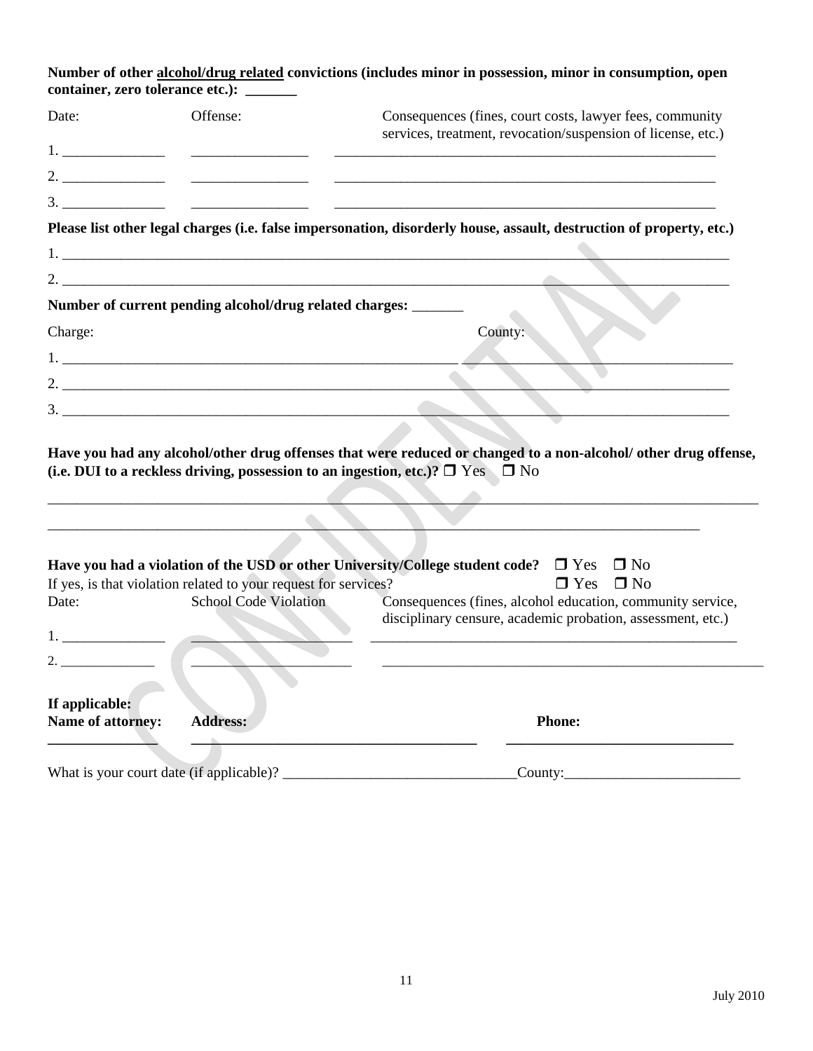**Number of other <u>alcohol/drug related</u> convictions (includes minor in possession, minor in consumption, open container, zero tolerance etc.): _______**

| Date: | Offense: | Consequences (fines, court costs, lawyer fees, community services, treatment, revocation/suspension of license, etc.) |
|---|---|---|
| 1. ______________ | ________________ | ______________________________________________________ |
| 2. ______________ | ________________ | ______________________________________________________ |
| 3. ______________ | ________________ | ______________________________________________________ |

**Please list other legal charges (i.e. false impersonation, disorderly house, assault, destruction of property, etc.)**

1. ____________________________________________________________________________________________

2. ____________________________________________________________________________________________

**Number of current pending alcohol/drug related charges: _______**

| Charge: | County: |
|---|---|
| 1. ____________________________________________________ | ____________________________________ |
| 2. ____________________________________________________ | ____________________________________ |
| 3. ____________________________________________________ | ____________________________________ |

**Have you had any alcohol/other drug offenses that were reduced or changed to a non-alcohol/ other drug offense, (i.e. DUI to a reckless driving, possession to an ingestion, etc.)?** ❒ Yes ❒ No

______________________________________________________________________________________________

____________________________________________________________________________________________

**Have you had a violation of the USD or other University/College student code?** ❒ Yes ❒ No

If yes, is that violation related to your request for services? ❒ Yes ❒ No

| Date: | School Code Violation | Consequences (fines, alcohol education, community service, disciplinary censure, academic probation, assessment, etc.) |
|---|---|---|
| 1. ______________ | ______________________ | ____________________________________________________ |
| 2. _____________ | ______________________ | ______________________________________________________ |

**If applicable:**

| **Name of attorney:** | **Address:** | **Phone:** |
|---|---|---|
| ______________ | ________________________________________ | _______________________________ |

What is your court date (if applicable)? ________________________________County:________________________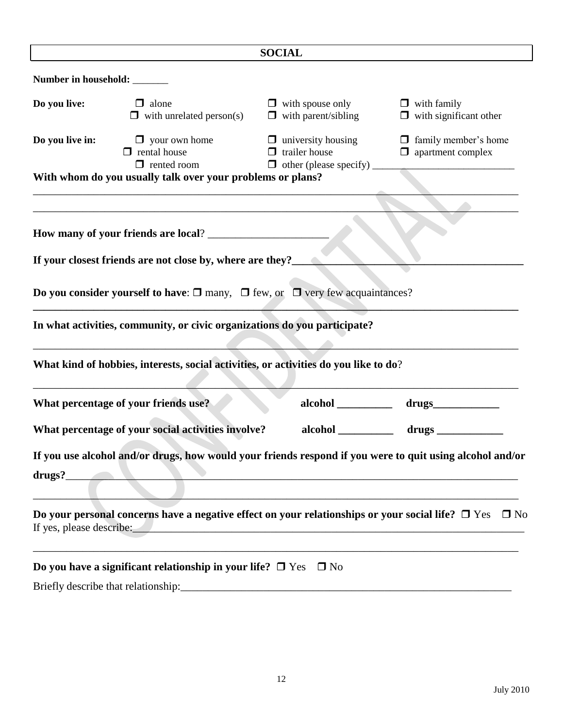## SOCIAL

**Number in household:** _______

**Do you live:** ❒ alone ❒ with unrelated person(s) ❒ with spouse only ❒ with parent/sibling ❒ with family ❒ with significant other

**Do you live in:** ❒ your own home ❒ rental house ❒ rented room ❒ university housing ❒ trailer house ❒ other (please specify) ____________________________ ❒ family member's home ❒ apartment complex

**With whom do you usually talk over your problems or plans?**

_____________________________________________________________________________________________

_____________________________________________________________________________________________

**How many of your friends are local**? ______________________

**If your closest friends are not close by, where are they?**___________________________________________

**Do you consider yourself to have**: ❒ many, ❒ few, or ❒ very few acquaintances?

**In what activities, community, or civic organizations do you participate?**

_____________________________________________________________________________________________

**What kind of hobbies, interests, social activities, or activities do you like to do**?

_____________________________________________________________________________________________

**What percentage of your friends use?** **alcohol** __________ **drugs**____________

**What percentage of your social activities involve?** **alcohol** __________ **drugs** ____________

**If you use alcohol and/or drugs, how would your friends respond if you were to quit using alcohol and/or drugs?**_____________________________________________________________________________________

_____________________________________________________________________________________________

**Do your personal concerns have a negative effect on your relationships or your social life?** ❒ Yes ❒ No
If yes, please describe:___________________________________________________________________________

_____________________________________________________________________________________________

**Do you have a significant relationship in your life?** ❒ Yes ❒ No

Briefly describe that relationship:_______________________________________________________________

July 2010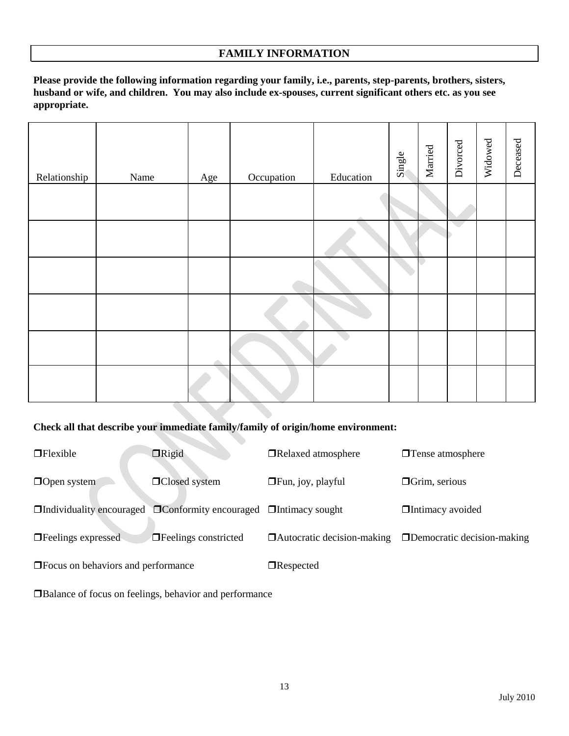# FAMILY INFORMATION

**Please provide the following information regarding your family, i.e., parents, step-parents, brothers, sisters, husband or wife, and children. You may also include ex-spouses, current significant others etc. as you see appropriate.**

| Relationship | Name | Age | Occupation | Education | Single | Married | Divorced | Widowed | Deceased |
|---|---|---|---|---|---|---|---|---|---|
| | | | | | | | | | |
| | | | | | | | | | |
| | | | | | | | | | |
| | | | | | | | | | |
| | | | | | | | | | |
| | | | | | | | | | |

**Check all that describe your immediate family/family of origin/home environment:**

- ❒ Flexible
- ❒ Rigid
- ❒ Relaxed atmosphere
- ❒ Tense atmosphere
- ❒ Open system
- ❒ Closed system
- ❒ Fun, joy, playful
- ❒ Grim, serious
- ❒ Individuality encouraged
- ❒ Conformity encouraged
- ❒ Intimacy sought
- ❒ Intimacy avoided
- ❒ Feelings expressed
- ❒ Feelings constricted
- ❒ Autocratic decision-making
- ❒ Democratic decision-making
- ❒ Focus on behaviors and performance
- ❒ Respected
- ❒ Balance of focus on feelings, behavior and performance

July 2010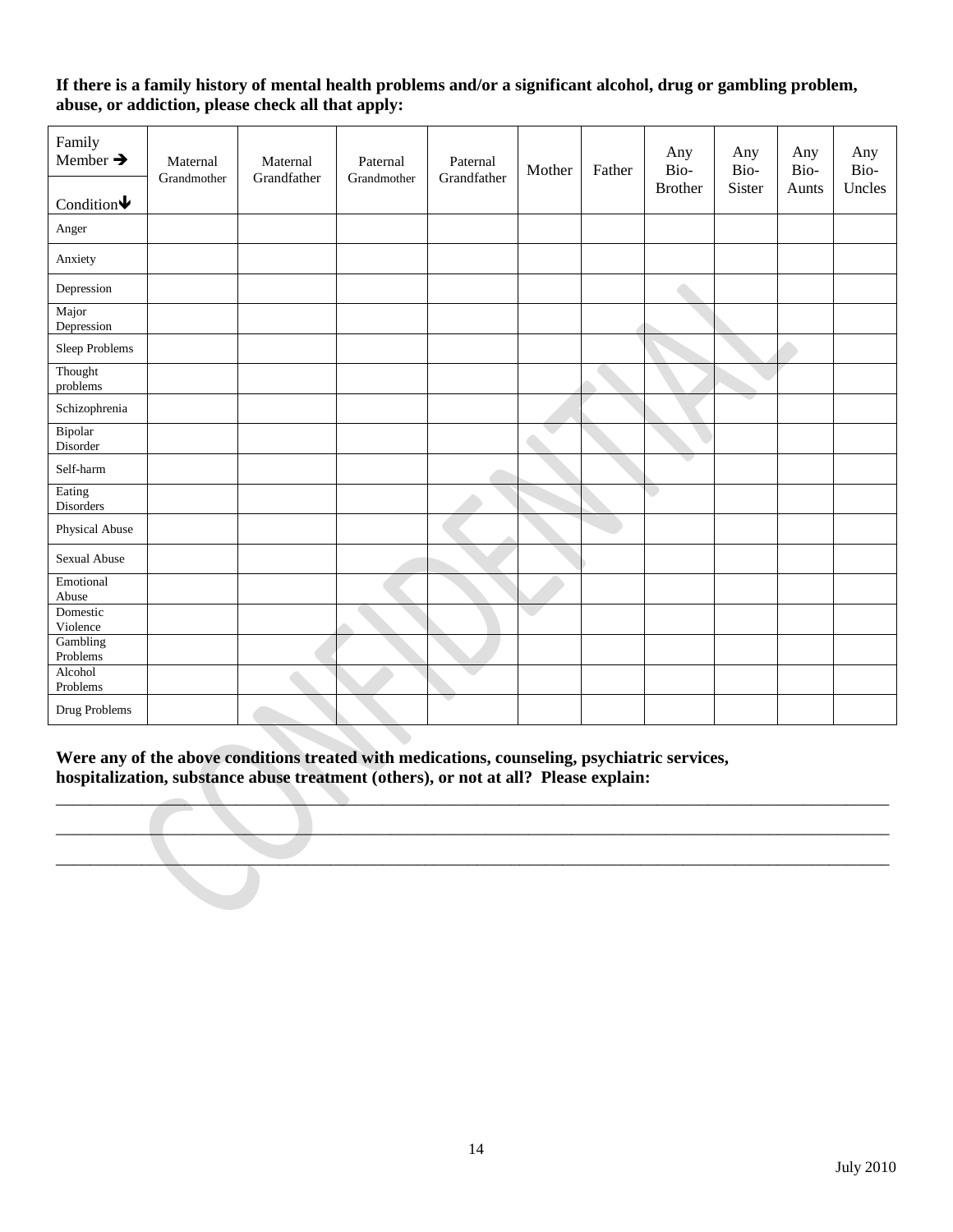**If there is a family history of mental health problems and/or a significant alcohol, drug or gambling problem, abuse, or addiction, please check all that apply:**

| Family Member → / Condition ↓ | Maternal Grandmother | Maternal Grandfather | Paternal Grandmother | Paternal Grandfather | Mother | Father | Any Bio-Brother | Any Bio-Sister | Any Bio-Aunts | Any Bio-Uncles |
|---|---|---|---|---|---|---|---|---|---|---|
| Anger | | | | | | | | | | |
| Anxiety | | | | | | | | | | |
| Depression | | | | | | | | | | |
| Major Depression | | | | | | | | | | |
| Sleep Problems | | | | | | | | | | |
| Thought problems | | | | | | | | | | |
| Schizophrenia | | | | | | | | | | |
| Bipolar Disorder | | | | | | | | | | |
| Self-harm | | | | | | | | | | |
| Eating Disorders | | | | | | | | | | |
| Physical Abuse | | | | | | | | | | |
| Sexual Abuse | | | | | | | | | | |
| Emotional Abuse | | | | | | | | | | |
| Domestic Violence | | | | | | | | | | |
| Gambling Problems | | | | | | | | | | |
| Alcohol Problems | | | | | | | | | | |
| Drug Problems | | | | | | | | | | |

**Were any of the above conditions treated with medications, counseling, psychiatric services, hospitalization, substance abuse treatment (others), or not at all? Please explain:**

___________________________________________________________________________________________

___________________________________________________________________________________________

___________________________________________________________________________________________

July 2010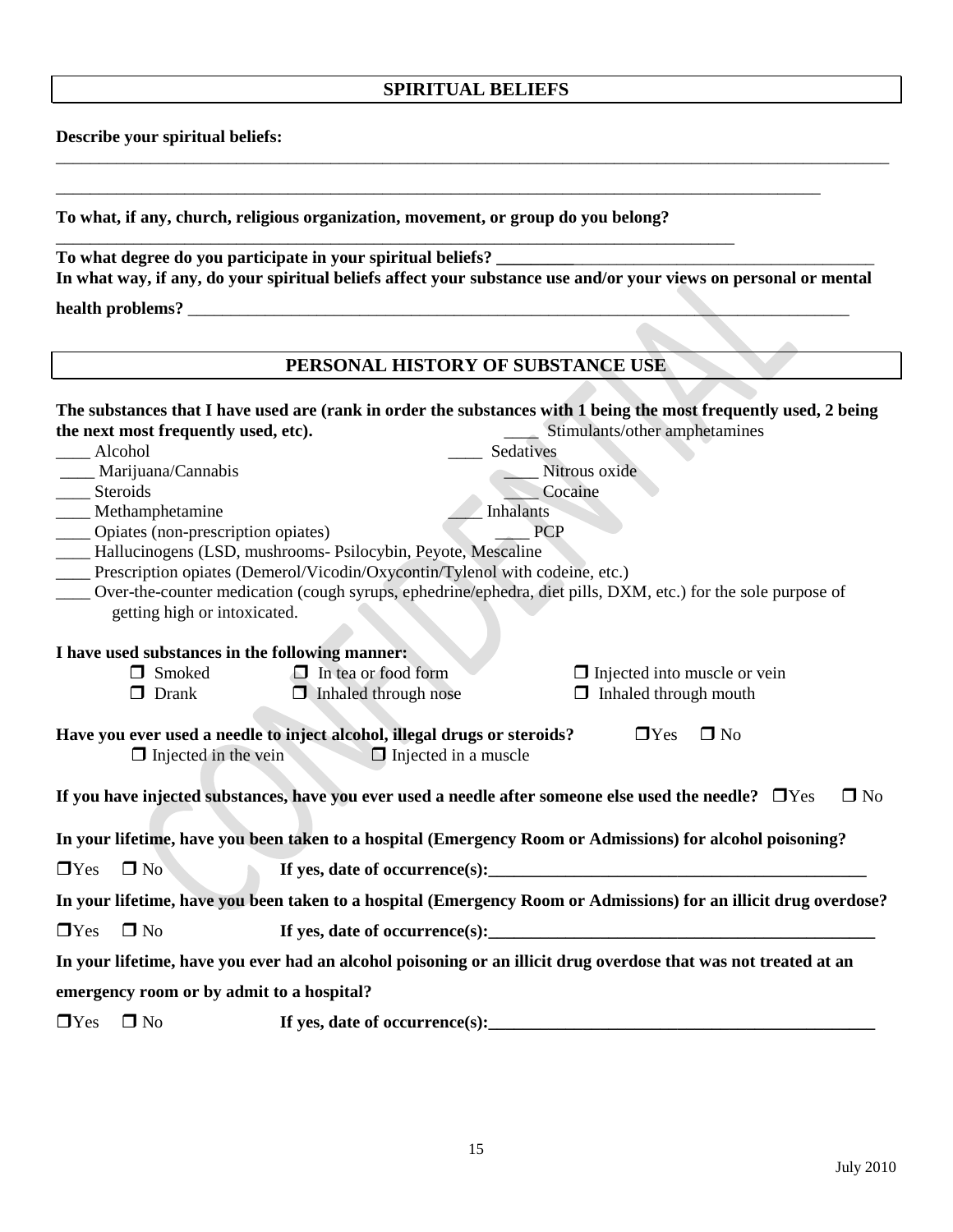## SPIRITUAL BELIEFS

**Describe your spiritual beliefs:**

_______________________________________________________________________________________________

_____________________________________________________________________________________

**To what, if any, church, religious organization, movement, or group do you belong?**

_____________________________________________________________________________

**To what degree do you participate in your spiritual beliefs?** _______________________________________________

**In what way, if any, do your spiritual beliefs affect your substance use and/or your views on personal or mental health problems?** _________________________________________________________________________

## PERSONAL HISTORY OF SUBSTANCE USE

**The substances that I have used are (rank in order the substances with 1 being the most frequently used, 2 being the next most frequently used, etc).**

____ Stimulants/other amphetamines
____ Alcohol
____ Sedatives
____ Marijuana/Cannabis
____ Nitrous oxide
____ Steroids
____ Cocaine
____ Methamphetamine
____ Inhalants
____ Opiates (non-prescription opiates)
____ PCP
____ Hallucinogens (LSD, mushrooms- Psilocybin, Peyote, Mescaline
____ Prescription opiates (Demerol/Vicodin/Oxycontin/Tylenol with codeine, etc.)
____ Over-the-counter medication (cough syrups, ephedrine/ephedra, diet pills, DXM, etc.) for the sole purpose of getting high or intoxicated.

**I have used substances in the following manner:**

❒ Smoked ❒ In tea or food form ❒ Injected into muscle or vein
❒ Drank ❒ Inhaled through nose ❒ Inhaled through mouth

**Have you ever used a needle to inject alcohol, illegal drugs or steroids?** ❒Yes ❒ No
❒ Injected in the vein ❒ Injected in a muscle

**If you have injected substances, have you ever used a needle after someone else used the needle?** ❒Yes ❒ No

**In your lifetime, have you been taken to a hospital (Emergency Room or Admissions) for alcohol poisoning?**

❒Yes ❒ No **If yes, date of occurrence(s):**_____________________________________________

**In your lifetime, have you been taken to a hospital (Emergency Room or Admissions) for an illicit drug overdose?**

❒Yes ❒ No **If yes, date of occurrence(s):**_____________________________________________

**In your lifetime, have you ever had an alcohol poisoning or an illicit drug overdose that was not treated at an emergency room or by admit to a hospital?**

❒Yes ❒ No **If yes, date of occurrence(s):**_____________________________________________

July 2010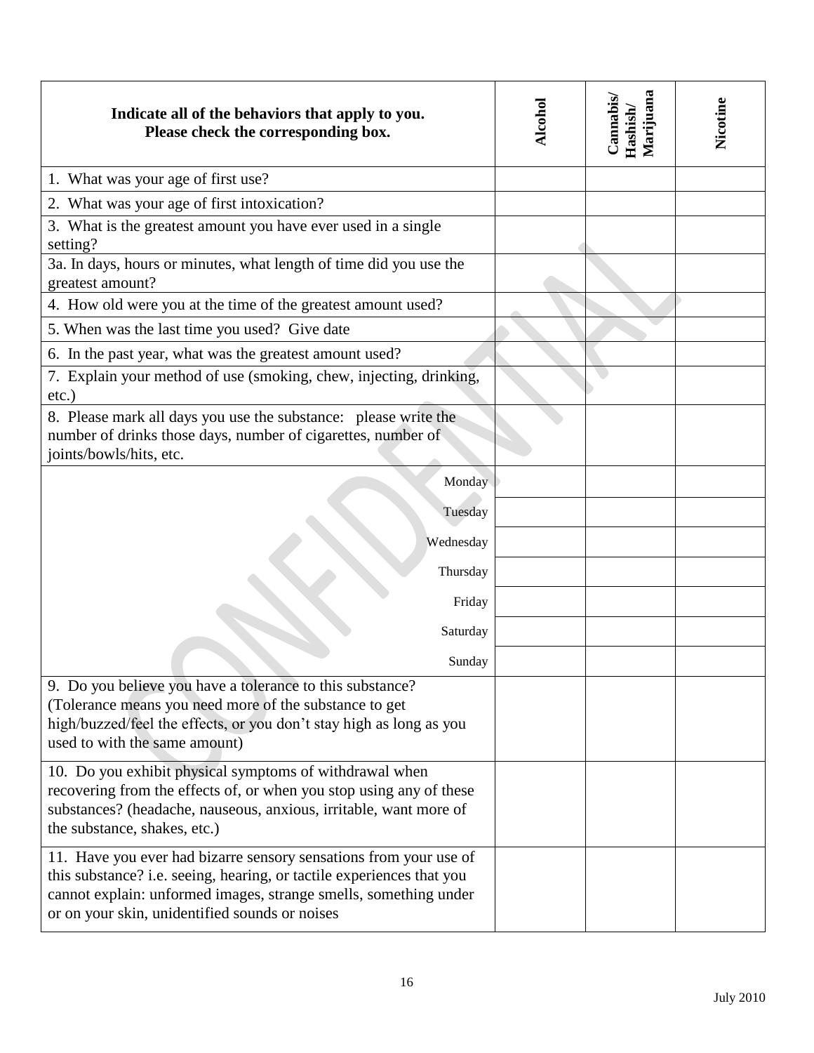| Indicate all of the behaviors that apply to you.<br>Please check the corresponding box. | Alcohol | Cannabis/<br>Hashish/<br>Marijuana | Nicotine |
|---|---|---|---|
| 1. What was your age of first use? | | | |
| 2. What was your age of first intoxication? | | | |
| 3. What is the greatest amount you have ever used in a single setting? | | | |
| 3a. In days, hours or minutes, what length of time did you use the greatest amount? | | | |
| 4. How old were you at the time of the greatest amount used? | | | |
| 5. When was the last time you used? Give date | | | |
| 6. In the past year, what was the greatest amount used? | | | |
| 7. Explain your method of use (smoking, chew, injecting, drinking, etc.) | | | |
| 8. Please mark all days you use the substance: please write the number of drinks those days, number of cigarettes, number of joints/bowls/hits, etc. | | | |
| Monday | | | |
| Tuesday | | | |
| Wednesday | | | |
| Thursday | | | |
| Friday | | | |
| Saturday | | | |
| Sunday | | | |
| 9. Do you believe you have a tolerance to this substance? (Tolerance means you need more of the substance to get high/buzzed/feel the effects, or you don't stay high as long as you used to with the same amount) | | | |
| 10. Do you exhibit physical symptoms of withdrawal when recovering from the effects of, or when you stop using any of these substances? (headache, nauseous, anxious, irritable, want more of the substance, shakes, etc.) | | | |
| 11. Have you ever had bizarre sensory sensations from your use of this substance? i.e. seeing, hearing, or tactile experiences that you cannot explain: unformed images, strange smells, something under or on your skin, unidentified sounds or noises | | | |

CONFIDENTIAL

July 2010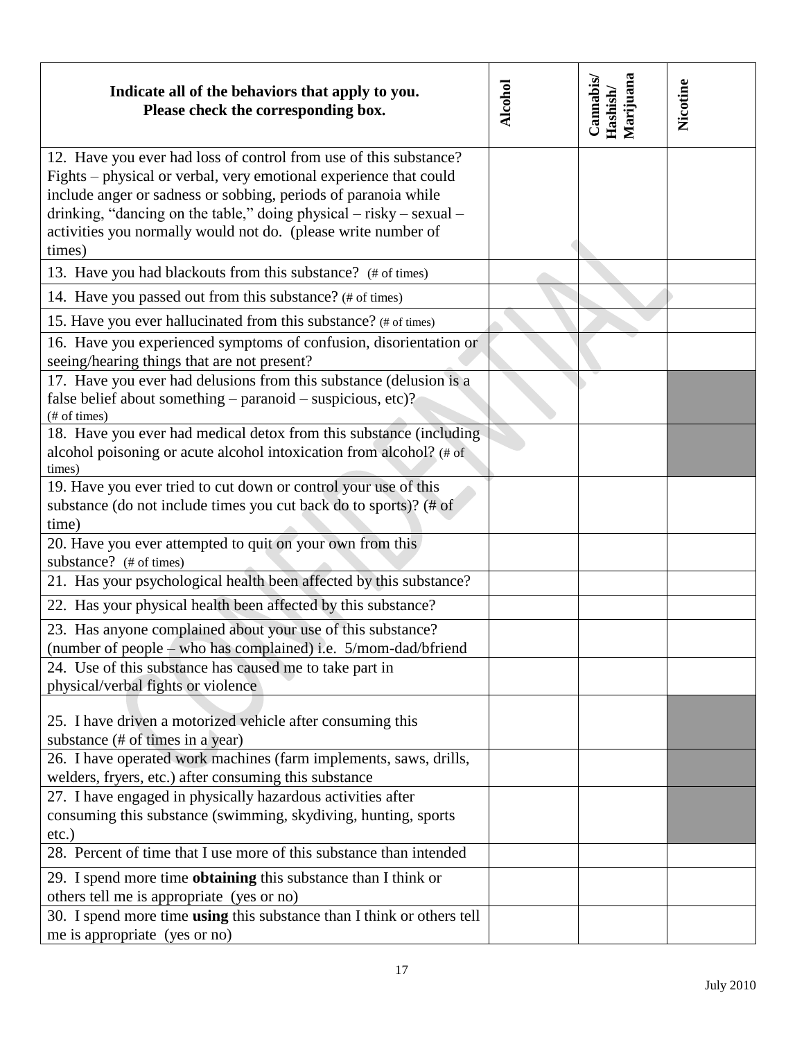| Indicate all of the behaviors that apply to you. **Please check the corresponding box.** | Alcohol | Cannabis/ Hashish/ Marijuana | Nicotine |
|---|---|---|---|
| 12. Have you ever had loss of control from use of this substance? Fights – physical or verbal, very emotional experience that could include anger or sadness or sobbing, periods of paranoia while drinking, "dancing on the table," doing physical – risky – sexual – activities you normally would not do. (please write number of times) | | | |
| 13. Have you had blackouts from this substance? (# of times) | | | |
| 14. Have you passed out from this substance? (# of times) | | | |
| 15. Have you ever hallucinated from this substance? (# of times) | | | |
| 16. Have you experienced symptoms of confusion, disorientation or seeing/hearing things that are not present? | | | |
| 17. Have you ever had delusions from this substance (delusion is a false belief about something – paranoid – suspicious, etc)? (# of times) | | | |
| 18. Have you ever had medical detox from this substance (including alcohol poisoning or acute alcohol intoxication from alcohol? (# of times) | | | |
| 19. Have you ever tried to cut down or control your use of this substance (do not include times you cut back do to sports)? (# of time) | | | |
| 20. Have you ever attempted to quit on your own from this substance? (# of times) | | | |
| 21. Has your psychological health been affected by this substance? | | | |
| 22. Has your physical health been affected by this substance? | | | |
| 23. Has anyone complained about your use of this substance? (number of people – who has complained) i.e. 5/mom-dad/bfriend | | | |
| 24. Use of this substance has caused me to take part in physical/verbal fights or violence | | | |
| 25. I have driven a motorized vehicle after consuming this substance (# of times in a year) | | | |
| 26. I have operated work machines (farm implements, saws, drills, welders, fryers, etc.) after consuming this substance | | | |
| 27. I have engaged in physically hazardous activities after consuming this substance (swimming, skydiving, hunting, sports etc.) | | | |
| 28. Percent of time that I use more of this substance than intended | | | |
| 29. I spend more time **obtaining** this substance than I think or others tell me is appropriate (yes or no) | | | |
| 30. I spend more time **using** this substance than I think or others tell me is appropriate (yes or no) | | | |

July 2010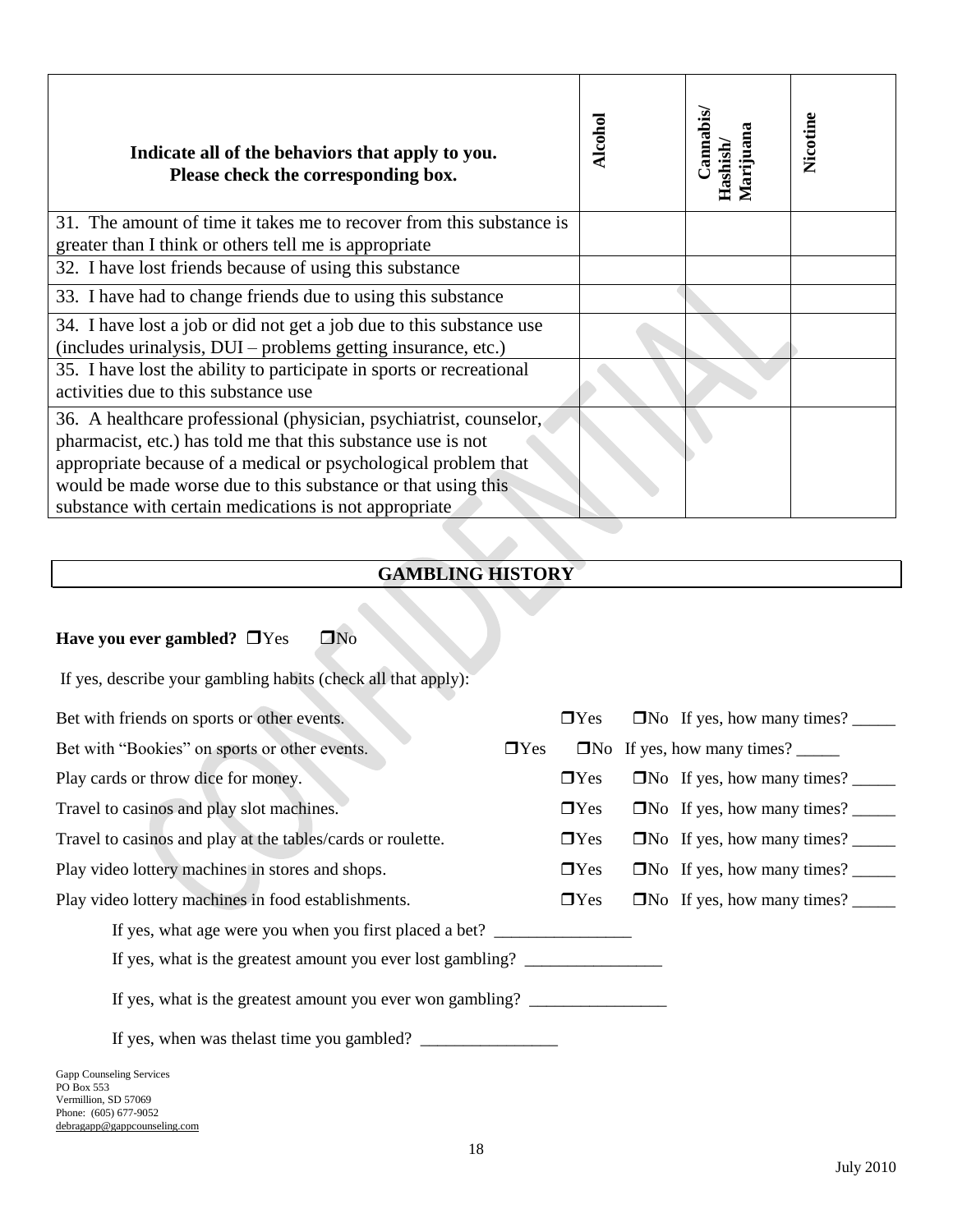| **Indicate all of the behaviors that apply to you. Please check the corresponding box.** | **Alcohol** | **Cannabis/ Hashish/ Marijuana** | **Nicotine** |
|---|---|---|---|
| 31. The amount of time it takes me to recover from this substance is greater than I think or others tell me is appropriate | | | |
| 32. I have lost friends because of using this substance | | | |
| 33. I have had to change friends due to using this substance | | | |
| 34. I have lost a job or did not get a job due to this substance use (includes urinalysis, DUI – problems getting insurance, etc.) | | | |
| 35. I have lost the ability to participate in sports or recreational activities due to this substance use | | | |
| 36. A healthcare professional (physician, psychiatrist, counselor, pharmacist, etc.) has told me that this substance use is not appropriate because of a medical or psychological problem that would be made worse due to this substance or that using this substance with certain medications is not appropriate | | | |

## GAMBLING HISTORY

**Have you ever gambled?** ❒Yes ❒No

If yes, describe your gambling habits (check all that apply):

Bet with friends on sports or other events. ❒Yes ❒No If yes, how many times? _____

Bet with "Bookies" on sports or other events. ❒Yes ❒No If yes, how many times? _____

Play cards or throw dice for money. ❒Yes ❒No If yes, how many times? _____

Travel to casinos and play slot machines. ❒Yes ❒No If yes, how many times? _____

Travel to casinos and play at the tables/cards or roulette. ❒Yes ❒No If yes, how many times? _____

Play video lottery machines in stores and shops. ❒Yes ❒No If yes, how many times? _____

Play video lottery machines in food establishments. ❒Yes ❒No If yes, how many times? _____

If yes, what age were you when you first placed a bet? ________________

If yes, what is the greatest amount you ever lost gambling? ________________

If yes, what is the greatest amount you ever won gambling? ________________

If yes, when was thelast time you gambled? ________________

Gapp Counseling Services
PO Box 553
Vermillion, SD 57069
Phone: (605) 677-9052
debragapp@gappcounseling.com

July 2010